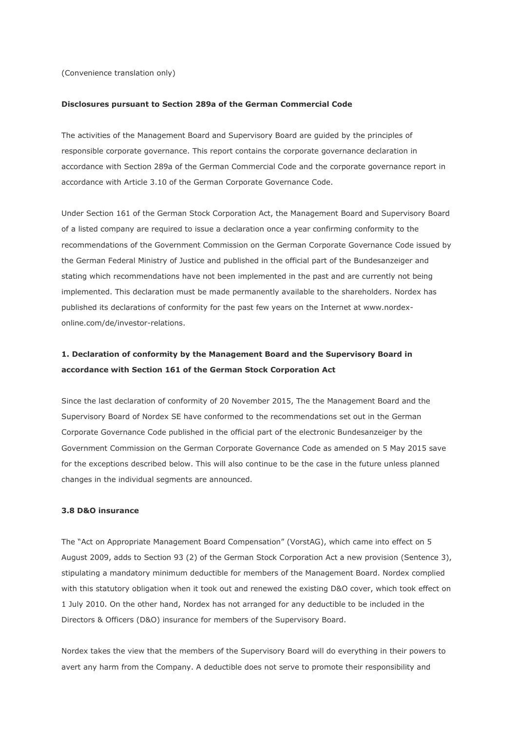(Convenience translation only)

**Disclosures pursuant to Section 289a of the German Commercial Code**

The activities of the Management Board and Supervisory Board are guided by the principles of responsible corporate governance. This report contains the corporate governance declaration in accordance with Section 289a of the German Commercial Code and the corporate governance report in accordance with Article 3.10 of the German Corporate Governance Code.

Under Section 161 of the German Stock Corporation Act, the Management Board and Supervisory Board of a listed company are required to issue a declaration once a year confirming conformity to the recommendations of the Government Commission on the German Corporate Governance Code issued by the German Federal Ministry of Justice and published in the official part of the Bundesanzeiger and stating which recommendations have not been implemented in the past and are currently not being implemented. This declaration must be made permanently available to the shareholders. Nordex has published its declarations of conformity for the past few years on the Internet at www.nordex-online.com/de/investor-relations.

## 1. Declaration of conformity by the Management Board and the Supervisory Board in accordance with Section 161 of the German Stock Corporation Act

Since the last declaration of conformity of 20 November 2015, The the Management Board and the Supervisory Board of Nordex SE have conformed to the recommendations set out in the German Corporate Governance Code published in the official part of the electronic Bundesanzeiger by the Government Commission on the German Corporate Governance Code as amended on 5 May 2015 save for the exceptions described below. This will also continue to be the case in the future unless planned changes in the individual segments are announced.

### 3.8 D&O insurance

The "Act on Appropriate Management Board Compensation" (VorstAG), which came into effect on 5 August 2009, adds to Section 93 (2) of the German Stock Corporation Act a new provision (Sentence 3), stipulating a mandatory minimum deductible for members of the Management Board. Nordex complied with this statutory obligation when it took out and renewed the existing D&O cover, which took effect on 1 July 2010. On the other hand, Nordex has not arranged for any deductible to be included in the Directors & Officers (D&O) insurance for members of the Supervisory Board.

Nordex takes the view that the members of the Supervisory Board will do everything in their powers to avert any harm from the Company. A deductible does not serve to promote their responsibility and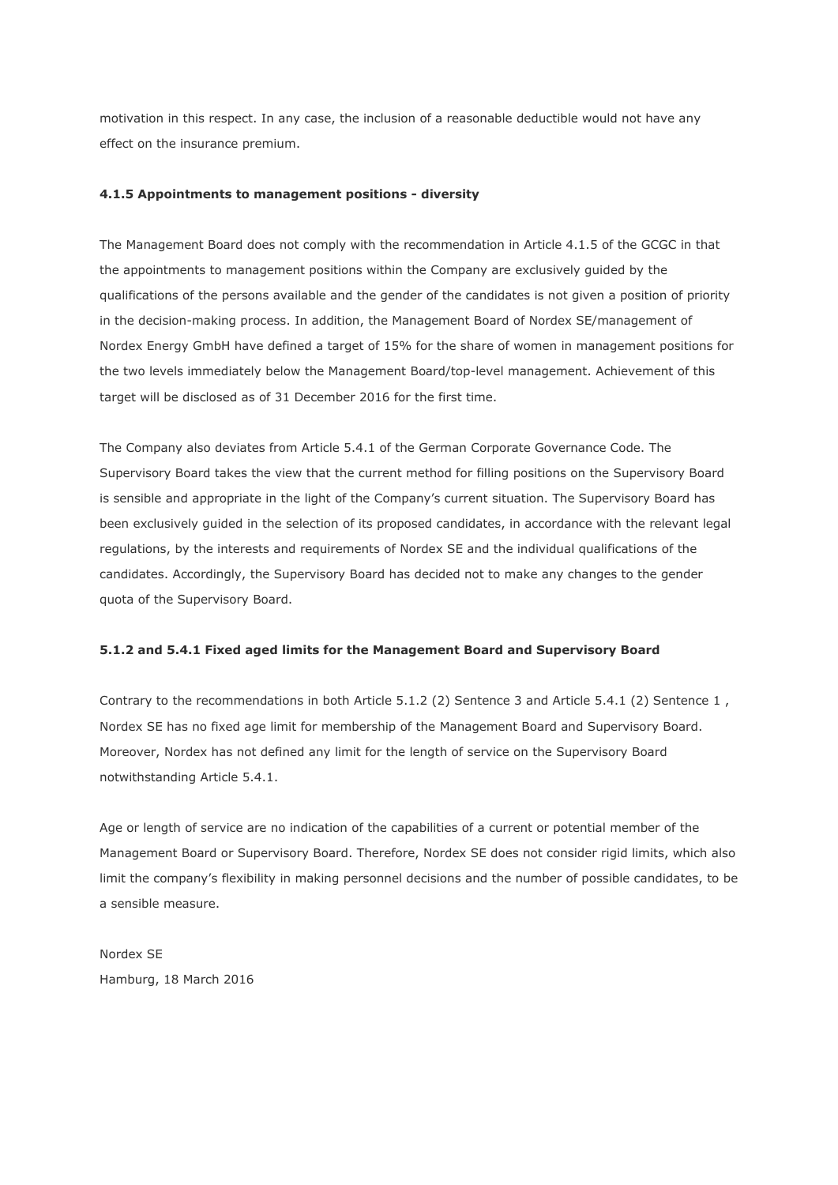motivation in this respect. In any case, the inclusion of a reasonable deductible would not have any effect on the insurance premium.

**4.1.5 Appointments to management positions - diversity**

The Management Board does not comply with the recommendation in Article 4.1.5 of the GCGC in that the appointments to management positions within the Company are exclusively guided by the qualifications of the persons available and the gender of the candidates is not given a position of priority in the decision-making process. In addition, the Management Board of Nordex SE/management of Nordex Energy GmbH have defined a target of 15% for the share of women in management positions for the two levels immediately below the Management Board/top-level management. Achievement of this target will be disclosed as of 31 December 2016 for the first time.

The Company also deviates from Article 5.4.1 of the German Corporate Governance Code. The Supervisory Board takes the view that the current method for filling positions on the Supervisory Board is sensible and appropriate in the light of the Company's current situation. The Supervisory Board has been exclusively guided in the selection of its proposed candidates, in accordance with the relevant legal regulations, by the interests and requirements of Nordex SE and the individual qualifications of the candidates. Accordingly, the Supervisory Board has decided not to make any changes to the gender quota of the Supervisory Board.

**5.1.2 and 5.4.1 Fixed aged limits for the Management Board and Supervisory Board**

Contrary to the recommendations in both Article 5.1.2 (2) Sentence 3 and Article 5.4.1 (2) Sentence 1 , Nordex SE has no fixed age limit for membership of the Management Board and Supervisory Board. Moreover, Nordex has not defined any limit for the length of service on the Supervisory Board notwithstanding Article 5.4.1.

Age or length of service are no indication of the capabilities of a current or potential member of the Management Board or Supervisory Board. Therefore, Nordex SE does not consider rigid limits, which also limit the company's flexibility in making personnel decisions and the number of possible candidates, to be a sensible measure.

Nordex SE
Hamburg, 18 March 2016